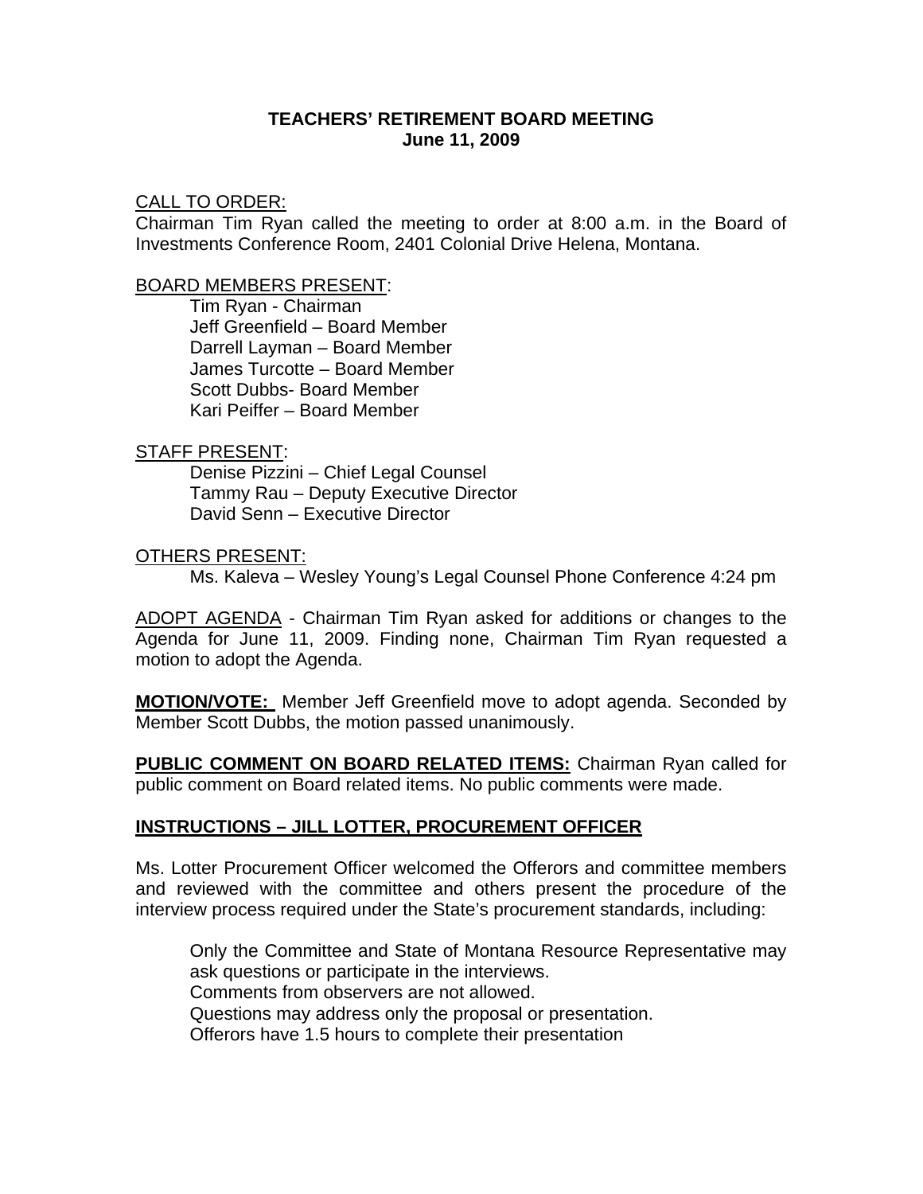**TEACHERS' RETIREMENT BOARD MEETING**
**June 11, 2009**

CALL TO ORDER:
Chairman Tim Ryan called the meeting to order at 8:00 a.m. in the Board of Investments Conference Room, 2401 Colonial Drive Helena, Montana.

BOARD MEMBERS PRESENT:

Tim Ryan - Chairman
Jeff Greenfield – Board Member
Darrell Layman – Board Member
James Turcotte – Board Member
Scott Dubbs- Board Member
Kari Peiffer – Board Member

STAFF PRESENT:

Denise Pizzini – Chief Legal Counsel
Tammy Rau – Deputy Executive Director
David Senn – Executive Director

OTHERS PRESENT:

Ms. Kaleva – Wesley Young's Legal Counsel Phone Conference 4:24 pm

ADOPT AGENDA - Chairman Tim Ryan asked for additions or changes to the Agenda for June 11, 2009. Finding none, Chairman Tim Ryan requested a motion to adopt the Agenda.

**MOTION/VOTE:** Member Jeff Greenfield move to adopt agenda. Seconded by Member Scott Dubbs, the motion passed unanimously.

**PUBLIC COMMENT ON BOARD RELATED ITEMS:** Chairman Ryan called for public comment on Board related items. No public comments were made.

**INSTRUCTIONS – JILL LOTTER, PROCUREMENT OFFICER**

Ms. Lotter Procurement Officer welcomed the Offerors and committee members and reviewed with the committee and others present the procedure of the interview process required under the State's procurement standards, including:

Only the Committee and State of Montana Resource Representative may ask questions or participate in the interviews.
Comments from observers are not allowed.
Questions may address only the proposal or presentation.
Offerors have 1.5 hours to complete their presentation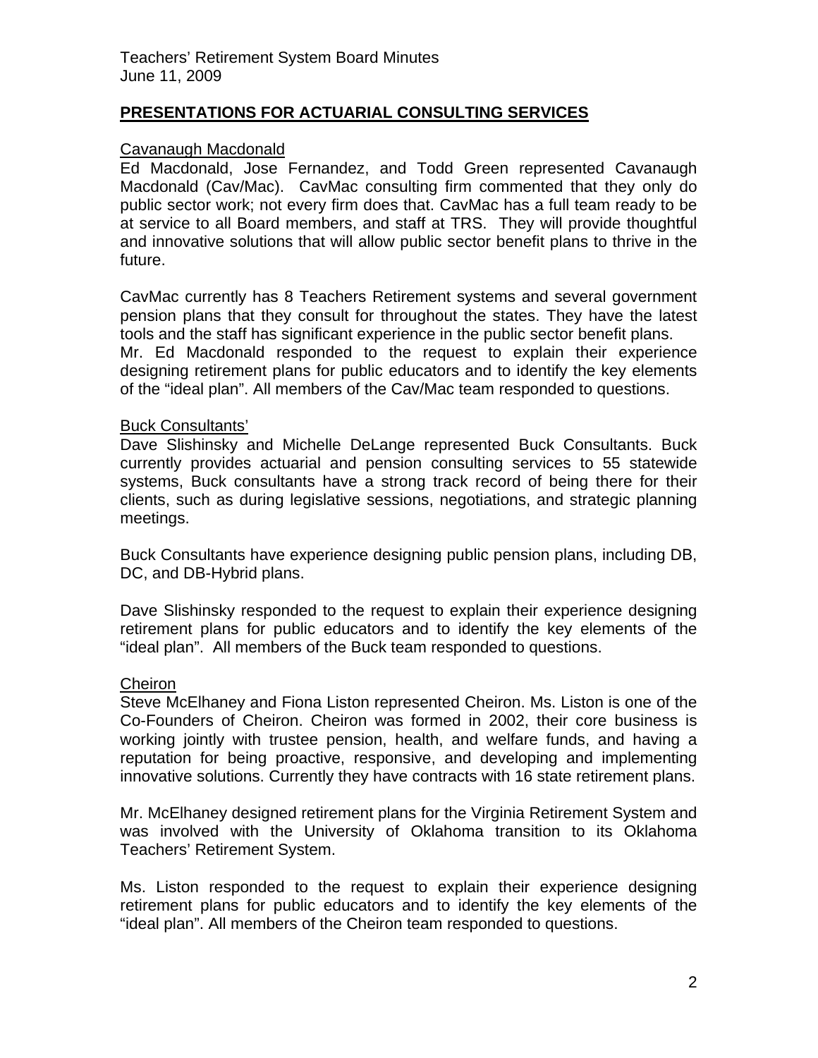## PRESENTATIONS FOR ACTUARIAL CONSULTING SERVICES

Cavanaugh Macdonald

Ed Macdonald, Jose Fernandez, and Todd Green represented Cavanaugh Macdonald (Cav/Mac). CavMac consulting firm commented that they only do public sector work; not every firm does that. CavMac has a full team ready to be at service to all Board members, and staff at TRS. They will provide thoughtful and innovative solutions that will allow public sector benefit plans to thrive in the future.

CavMac currently has 8 Teachers Retirement systems and several government pension plans that they consult for throughout the states. They have the latest tools and the staff has significant experience in the public sector benefit plans. Mr. Ed Macdonald responded to the request to explain their experience designing retirement plans for public educators and to identify the key elements of the "ideal plan". All members of the Cav/Mac team responded to questions.

Buck Consultants'

Dave Slishinsky and Michelle DeLange represented Buck Consultants. Buck currently provides actuarial and pension consulting services to 55 statewide systems, Buck consultants have a strong track record of being there for their clients, such as during legislative sessions, negotiations, and strategic planning meetings.

Buck Consultants have experience designing public pension plans, including DB, DC, and DB-Hybrid plans.

Dave Slishinsky responded to the request to explain their experience designing retirement plans for public educators and to identify the key elements of the "ideal plan". All members of the Buck team responded to questions.

Cheiron

Steve McElhaney and Fiona Liston represented Cheiron. Ms. Liston is one of the Co-Founders of Cheiron. Cheiron was formed in 2002, their core business is working jointly with trustee pension, health, and welfare funds, and having a reputation for being proactive, responsive, and developing and implementing innovative solutions. Currently they have contracts with 16 state retirement plans.

Mr. McElhaney designed retirement plans for the Virginia Retirement System and was involved with the University of Oklahoma transition to its Oklahoma Teachers' Retirement System.

Ms. Liston responded to the request to explain their experience designing retirement plans for public educators and to identify the key elements of the "ideal plan". All members of the Cheiron team responded to questions.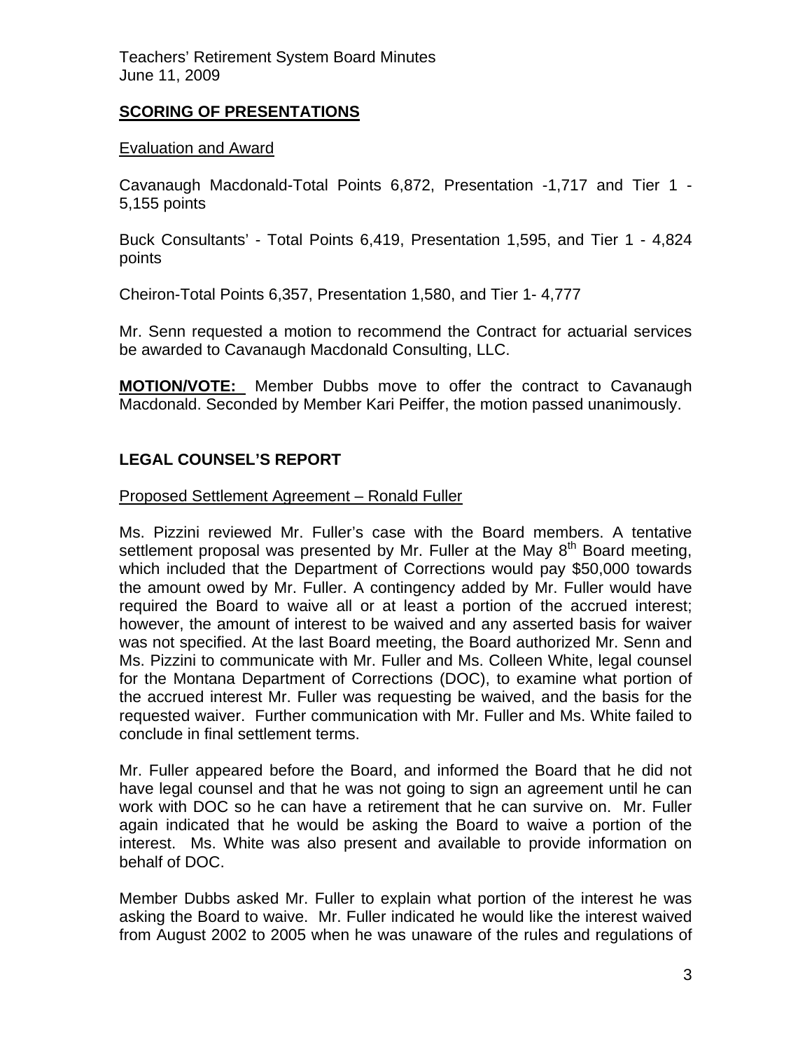## SCORING OF PRESENTATIONS

Evaluation and Award

Cavanaugh Macdonald-Total Points 6,872, Presentation -1,717 and Tier 1 - 5,155 points

Buck Consultants' - Total Points 6,419, Presentation 1,595, and Tier 1 - 4,824 points

Cheiron-Total Points 6,357, Presentation 1,580, and Tier 1- 4,777

Mr. Senn requested a motion to recommend the Contract for actuarial services be awarded to Cavanaugh Macdonald Consulting, LLC.

**MOTION/VOTE:** Member Dubbs move to offer the contract to Cavanaugh Macdonald. Seconded by Member Kari Peiffer, the motion passed unanimously.

## LEGAL COUNSEL'S REPORT

Proposed Settlement Agreement – Ronald Fuller

Ms. Pizzini reviewed Mr. Fuller's case with the Board members. A tentative settlement proposal was presented by Mr. Fuller at the May 8th Board meeting, which included that the Department of Corrections would pay $50,000 towards the amount owed by Mr. Fuller. A contingency added by Mr. Fuller would have required the Board to waive all or at least a portion of the accrued interest; however, the amount of interest to be waived and any asserted basis for waiver was not specified. At the last Board meeting, the Board authorized Mr. Senn and Ms. Pizzini to communicate with Mr. Fuller and Ms. Colleen White, legal counsel for the Montana Department of Corrections (DOC), to examine what portion of the accrued interest Mr. Fuller was requesting be waived, and the basis for the requested waiver. Further communication with Mr. Fuller and Ms. White failed to conclude in final settlement terms.

Mr. Fuller appeared before the Board, and informed the Board that he did not have legal counsel and that he was not going to sign an agreement until he can work with DOC so he can have a retirement that he can survive on. Mr. Fuller again indicated that he would be asking the Board to waive a portion of the interest. Ms. White was also present and available to provide information on behalf of DOC.

Member Dubbs asked Mr. Fuller to explain what portion of the interest he was asking the Board to waive. Mr. Fuller indicated he would like the interest waived from August 2002 to 2005 when he was unaware of the rules and regulations of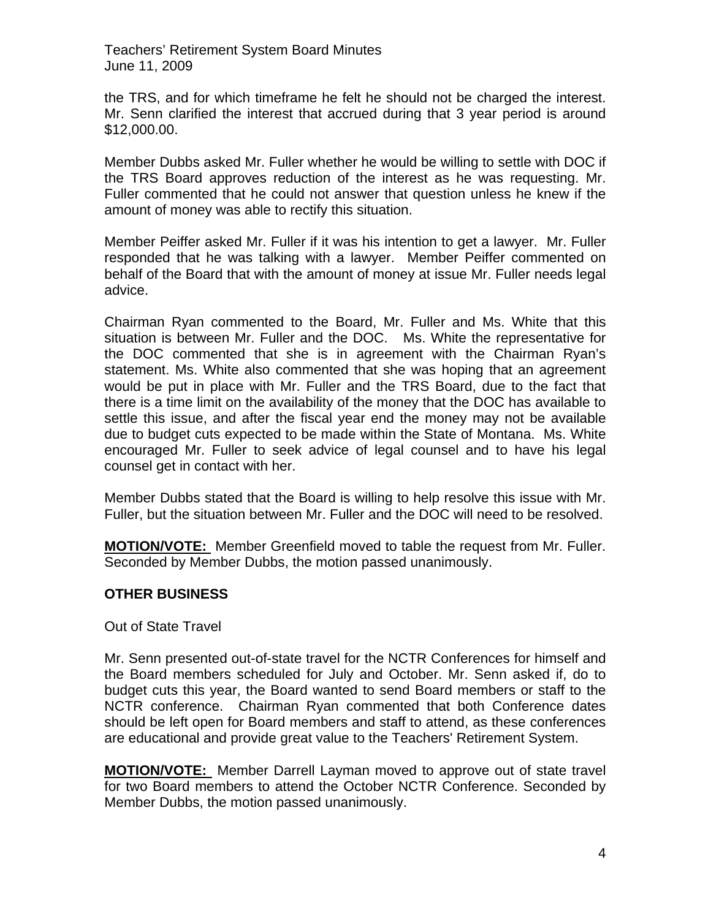the TRS, and for which timeframe he felt he should not be charged the interest. Mr. Senn clarified the interest that accrued during that 3 year period is around $12,000.00.

Member Dubbs asked Mr. Fuller whether he would be willing to settle with DOC if the TRS Board approves reduction of the interest as he was requesting. Mr. Fuller commented that he could not answer that question unless he knew if the amount of money was able to rectify this situation.

Member Peiffer asked Mr. Fuller if it was his intention to get a lawyer. Mr. Fuller responded that he was talking with a lawyer. Member Peiffer commented on behalf of the Board that with the amount of money at issue Mr. Fuller needs legal advice.

Chairman Ryan commented to the Board, Mr. Fuller and Ms. White that this situation is between Mr. Fuller and the DOC. Ms. White the representative for the DOC commented that she is in agreement with the Chairman Ryan's statement. Ms. White also commented that she was hoping that an agreement would be put in place with Mr. Fuller and the TRS Board, due to the fact that there is a time limit on the availability of the money that the DOC has available to settle this issue, and after the fiscal year end the money may not be available due to budget cuts expected to be made within the State of Montana. Ms. White encouraged Mr. Fuller to seek advice of legal counsel and to have his legal counsel get in contact with her.

Member Dubbs stated that the Board is willing to help resolve this issue with Mr. Fuller, but the situation between Mr. Fuller and the DOC will need to be resolved.

**MOTION/VOTE:** Member Greenfield moved to table the request from Mr. Fuller. Seconded by Member Dubbs, the motion passed unanimously.

## OTHER BUSINESS

Out of State Travel

Mr. Senn presented out-of-state travel for the NCTR Conferences for himself and the Board members scheduled for July and October. Mr. Senn asked if, do to budget cuts this year, the Board wanted to send Board members or staff to the NCTR conference. Chairman Ryan commented that both Conference dates should be left open for Board members and staff to attend, as these conferences are educational and provide great value to the Teachers' Retirement System.

**MOTION/VOTE:** Member Darrell Layman moved to approve out of state travel for two Board members to attend the October NCTR Conference. Seconded by Member Dubbs, the motion passed unanimously.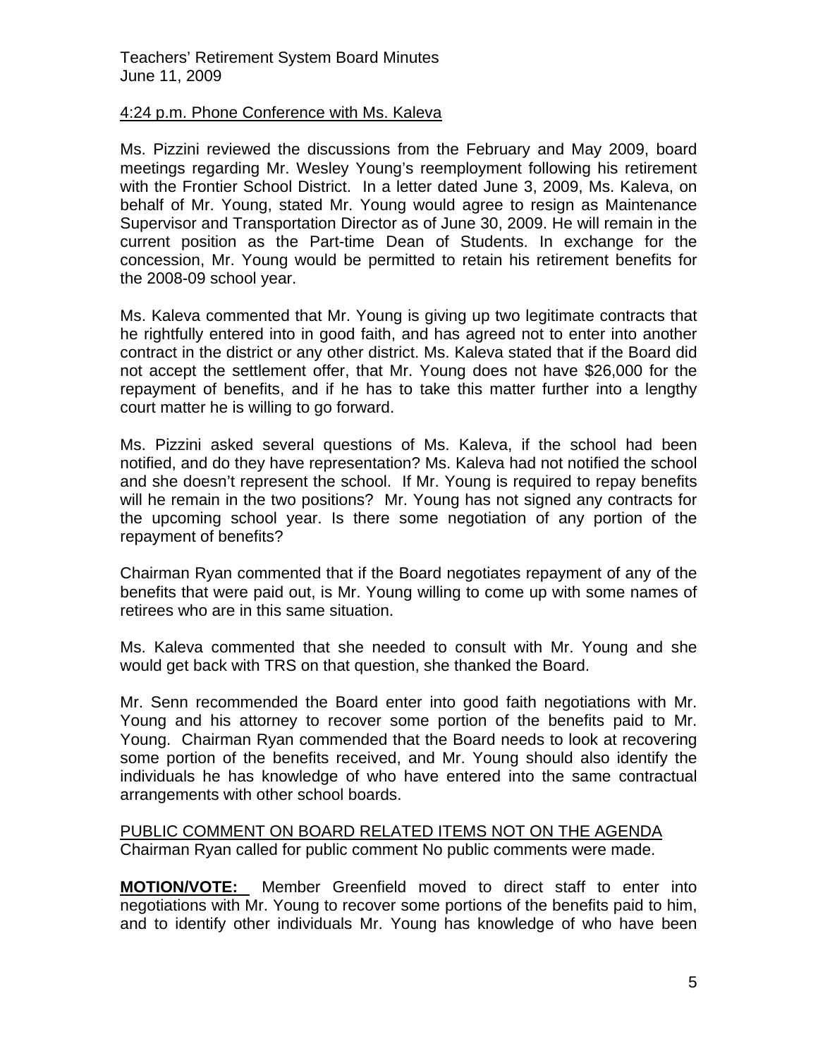4:24 p.m. Phone Conference with Ms. Kaleva

Ms. Pizzini reviewed the discussions from the February and May 2009, board meetings regarding Mr. Wesley Young's reemployment following his retirement with the Frontier School District. In a letter dated June 3, 2009, Ms. Kaleva, on behalf of Mr. Young, stated Mr. Young would agree to resign as Maintenance Supervisor and Transportation Director as of June 30, 2009. He will remain in the current position as the Part-time Dean of Students. In exchange for the concession, Mr. Young would be permitted to retain his retirement benefits for the 2008-09 school year.

Ms. Kaleva commented that Mr. Young is giving up two legitimate contracts that he rightfully entered into in good faith, and has agreed not to enter into another contract in the district or any other district. Ms. Kaleva stated that if the Board did not accept the settlement offer, that Mr. Young does not have $26,000 for the repayment of benefits, and if he has to take this matter further into a lengthy court matter he is willing to go forward.

Ms. Pizzini asked several questions of Ms. Kaleva, if the school had been notified, and do they have representation? Ms. Kaleva had not notified the school and she doesn't represent the school. If Mr. Young is required to repay benefits will he remain in the two positions? Mr. Young has not signed any contracts for the upcoming school year. Is there some negotiation of any portion of the repayment of benefits?

Chairman Ryan commented that if the Board negotiates repayment of any of the benefits that were paid out, is Mr. Young willing to come up with some names of retirees who are in this same situation.

Ms. Kaleva commented that she needed to consult with Mr. Young and she would get back with TRS on that question, she thanked the Board.

Mr. Senn recommended the Board enter into good faith negotiations with Mr. Young and his attorney to recover some portion of the benefits paid to Mr. Young. Chairman Ryan commended that the Board needs to look at recovering some portion of the benefits received, and Mr. Young should also identify the individuals he has knowledge of who have entered into the same contractual arrangements with other school boards.

PUBLIC COMMENT ON BOARD RELATED ITEMS NOT ON THE AGENDA
Chairman Ryan called for public comment No public comments were made.

**MOTION/VOTE:** Member Greenfield moved to direct staff to enter into negotiations with Mr. Young to recover some portions of the benefits paid to him, and to identify other individuals Mr. Young has knowledge of who have been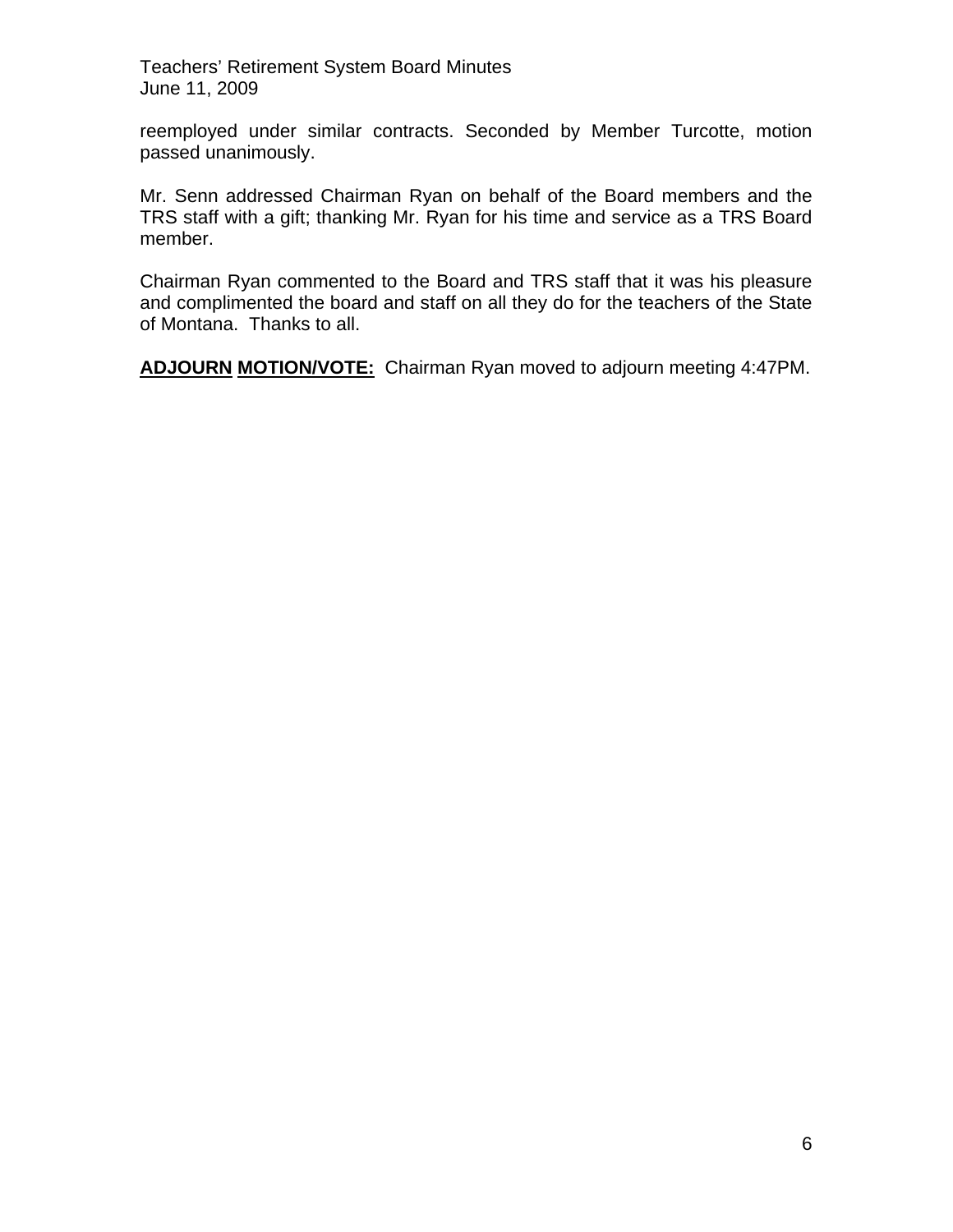reemployed under similar contracts. Seconded by Member Turcotte, motion passed unanimously.

Mr. Senn addressed Chairman Ryan on behalf of the Board members and the TRS staff with a gift; thanking Mr. Ryan for his time and service as a TRS Board member.

Chairman Ryan commented to the Board and TRS staff that it was his pleasure and complimented the board and staff on all they do for the teachers of the State of Montana. Thanks to all.

**ADJOURN MOTION/VOTE:** Chairman Ryan moved to adjourn meeting 4:47PM.